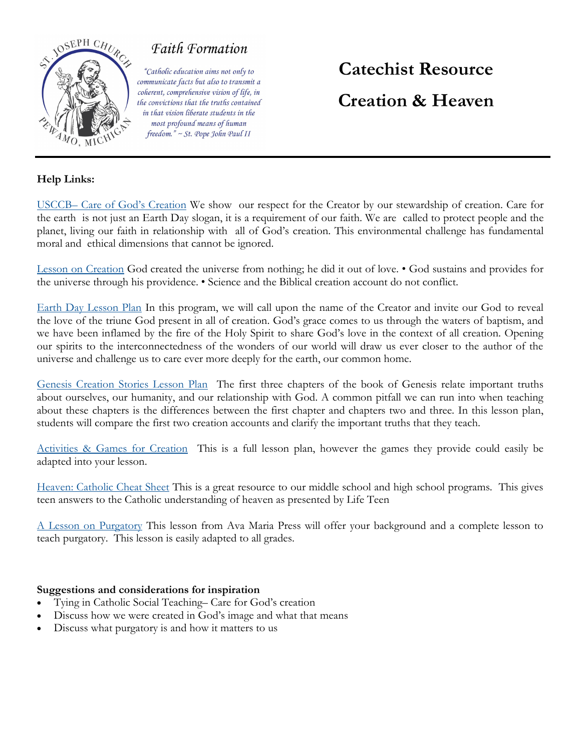ST. JOSEPH CHURCH
PEWAMO, MICHIGAN

# Faith Formation

*"Catholic education aims not only to communicate facts but also to transmit a coherent, comprehensive vision of life, in the convictions that the truths contained in that vision liberate students in the most profound means of human freedom." ~ St. Pope John Paul II*

# Catechist Resource

# Creation & Heaven

---

**Help Links:**

USCCB– Care of God's Creation We show our respect for the Creator by our stewardship of creation. Care for the earth is not just an Earth Day slogan, it is a requirement of our faith. We are called to protect people and the planet, living our faith in relationship with all of God's creation. This environmental challenge has fundamental moral and ethical dimensions that cannot be ignored.

Lesson on Creation God created the universe from nothing; he did it out of love. • God sustains and provides for the universe through his providence. • Science and the Biblical creation account do not conflict.

Earth Day Lesson Plan In this program, we will call upon the name of the Creator and invite our God to reveal the love of the triune God present in all of creation. God's grace comes to us through the waters of baptism, and we have been inflamed by the fire of the Holy Spirit to share God's love in the context of all creation. Opening our spirits to the interconnectedness of the wonders of our world will draw us ever closer to the author of the universe and challenge us to care ever more deeply for the earth, our common home.

Genesis Creation Stories Lesson Plan The first three chapters of the book of Genesis relate important truths about ourselves, our humanity, and our relationship with God. A common pitfall we can run into when teaching about these chapters is the differences between the first chapter and chapters two and three. In this lesson plan, students will compare the first two creation accounts and clarify the important truths that they teach.

Activities & Games for Creation This is a full lesson plan, however the games they provide could easily be adapted into your lesson.

Heaven: Catholic Cheat Sheet This is a great resource to our middle school and high school programs. This gives teen answers to the Catholic understanding of heaven as presented by Life Teen

A Lesson on Purgatory This lesson from Ava Maria Press will offer your background and a complete lesson to teach purgatory. This lesson is easily adapted to all grades.

**Suggestions and considerations for inspiration**

- Tying in Catholic Social Teaching– Care for God's creation
- Discuss how we were created in God's image and what that means
- Discuss what purgatory is and how it matters to us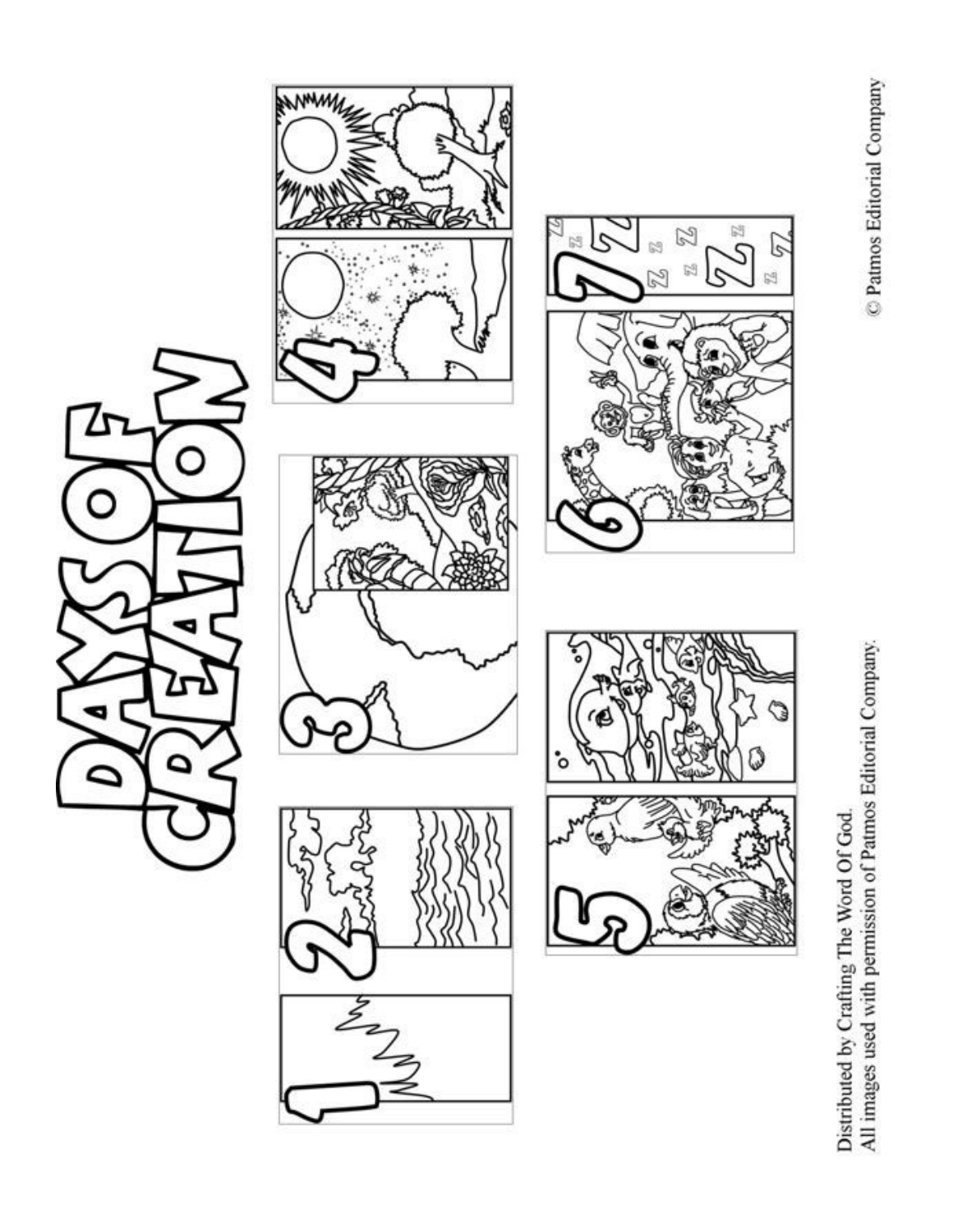# DAYS OF CREATION

1

2

3

4

5

6

7

Distributed by Crafting The Word Of God.
All images used with permission of Patmos Editorial Company.

© Patmos Editorial Company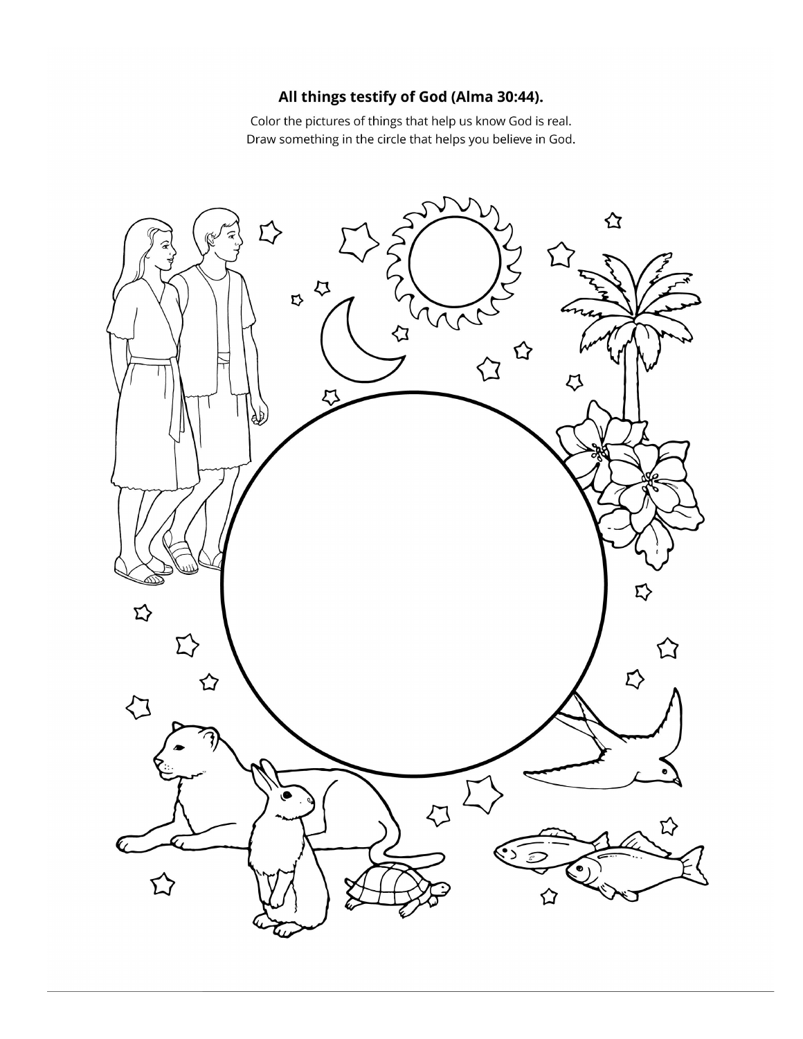**All things testify of God (Alma 30:44).**

Color the pictures of things that help us know God is real.
Draw something in the circle that helps you believe in God.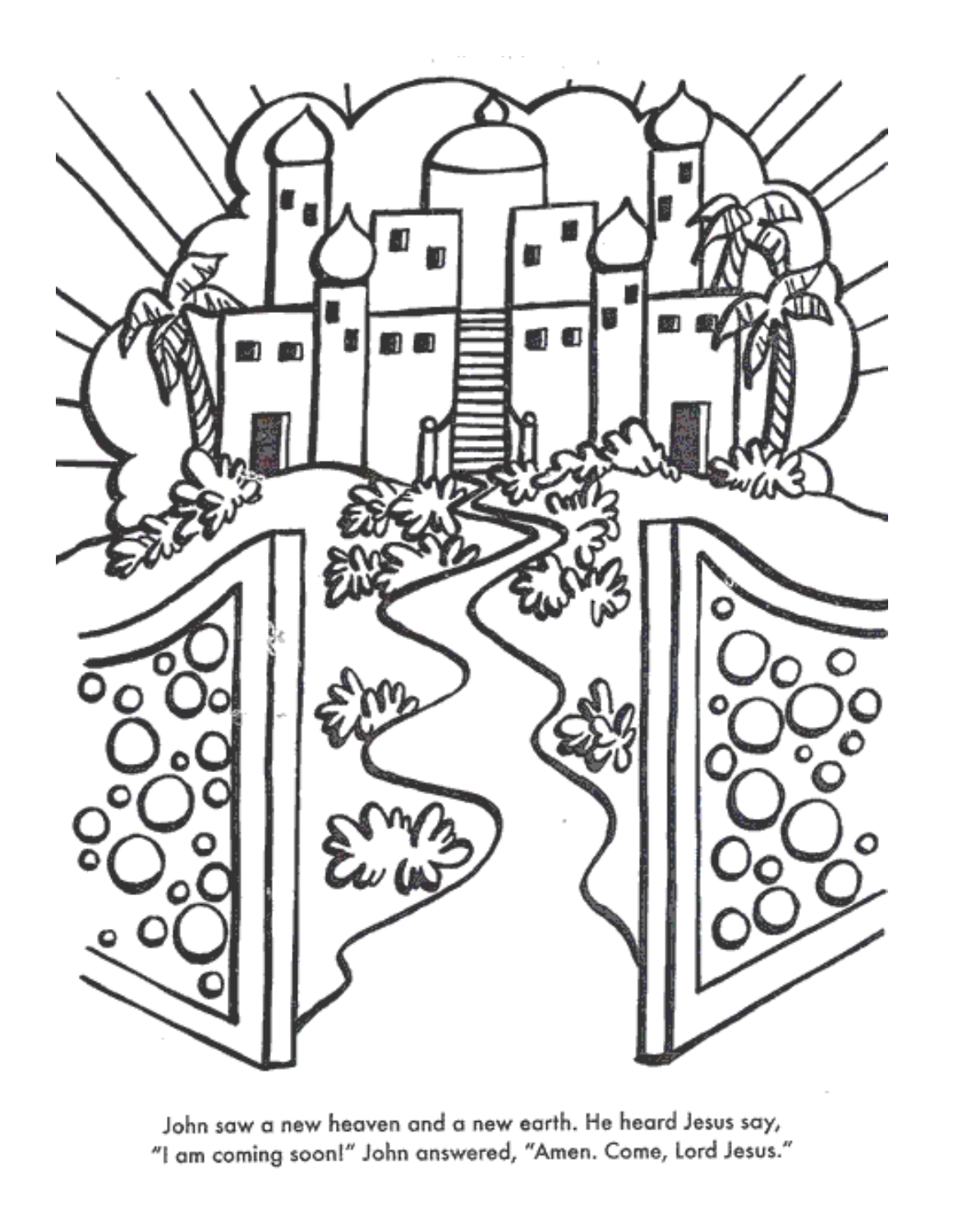John saw a new heaven and a new earth. He heard Jesus say, "I am coming soon!" John answered, "Amen. Come, Lord Jesus."